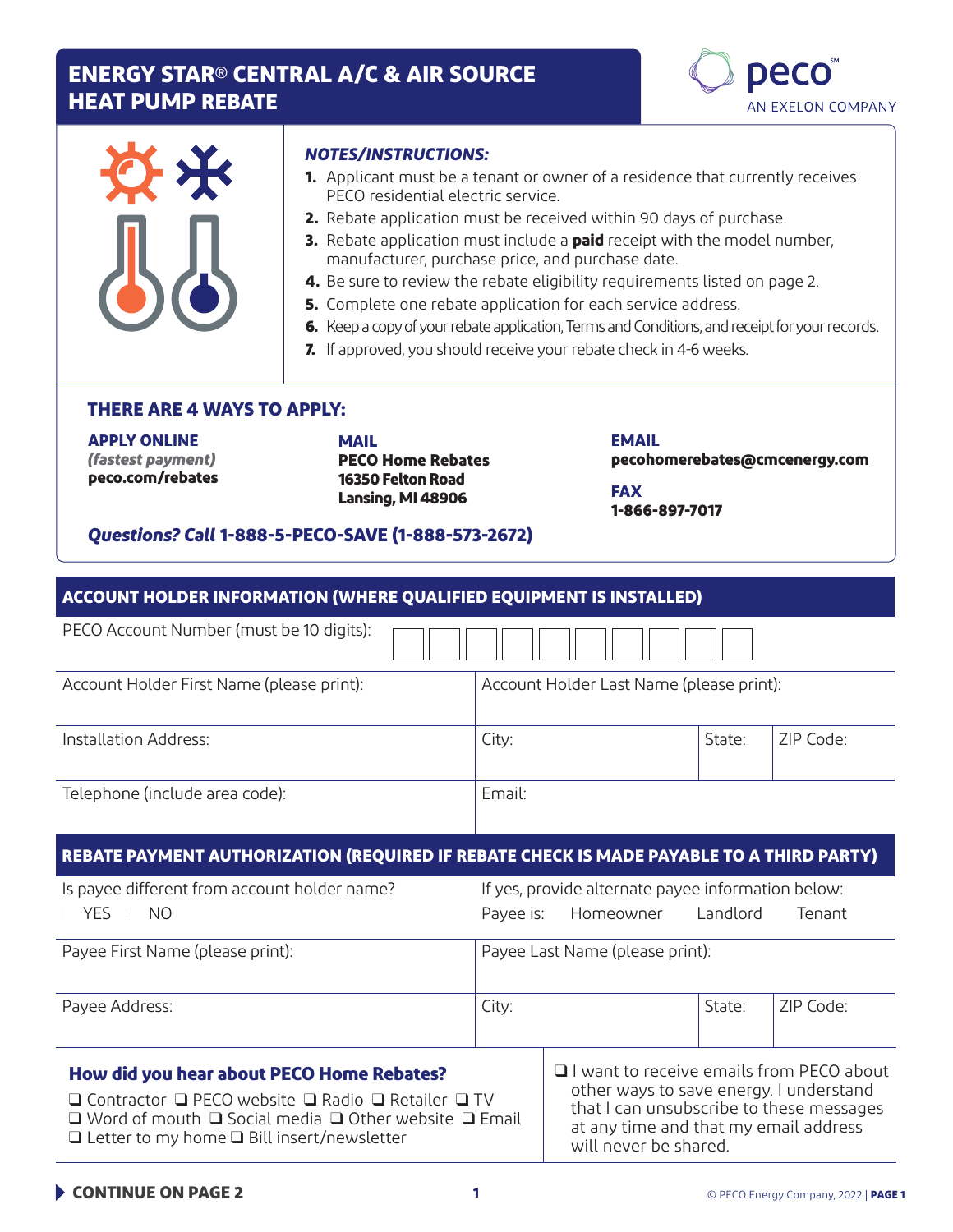# ENERGY STAR® CENTRAL A/C & AIR SOURCE HEAT PUMP REBATE

peco
AN EXELON COMPANY

### *NOTES/INSTRUCTIONS:*

1. Applicant must be a tenant or owner of a residence that currently receives PECO residential electric service.
2. Rebate application must be received within 90 days of purchase.
3. Rebate application must include a **paid** receipt with the model number, manufacturer, purchase price, and purchase date.
4. Be sure to review the rebate eligibility requirements listed on page 2.
5. Complete one rebate application for each service address.
6. Keep a copy of your rebate application, Terms and Conditions, and receipt for your records.
7. If approved, you should receive your rebate check in 4-6 weeks.

## THERE ARE 4 WAYS TO APPLY:

**APPLY ONLINE**
***(fastest payment)***
**peco.com/rebates**

**MAIL**
**PECO Home Rebates**
**16350 Felton Road**
**Lansing, MI 48906**

**EMAIL**
**pecohomerebates@cmcenergy.com**

**FAX**
**1-866-897-7017**

***Questions? Call* 1-888-5-PECO-SAVE (1-888-573-2672)**

## ACCOUNT HOLDER INFORMATION (WHERE QUALIFIED EQUIPMENT IS INSTALLED)

PECO Account Number (must be 10 digits): ☐☐☐☐☐☐☐☐☐☐

| Account Holder First Name (please print): | Account Holder Last Name (please print): | | |
|---|---|---|---|
| Installation Address: | City: | State: | ZIP Code: |
| Telephone (include area code): | Email: | | |

## REBATE PAYMENT AUTHORIZATION (REQUIRED IF REBATE CHECK IS MADE PAYABLE TO A THIRD PARTY)

| Is payee different from account holder name? ☐ YES ☐ NO | If yes, provide alternate payee information below: Payee is: ☐ Homeowner ☐ Landlord ☐ Tenant | | |
|---|---|---|---|
| Payee First Name (please print): | Payee Last Name (please print): | | |
| Payee Address: | City: | State: | ZIP Code: |

### How did you hear about PECO Home Rebates?

❑ Contractor ❑ PECO website ❑ Radio ❑ Retailer ❑ TV
❑ Word of mouth ❑ Social media ❑ Other website ❑ Email
❑ Letter to my home ❑ Bill insert/newsletter

❑ I want to receive emails from PECO about other ways to save energy. I understand that I can unsubscribe to these messages at any time and that my email address will never be shared.

**CONTINUE ON PAGE 2**

© PECO Energy Company, 2022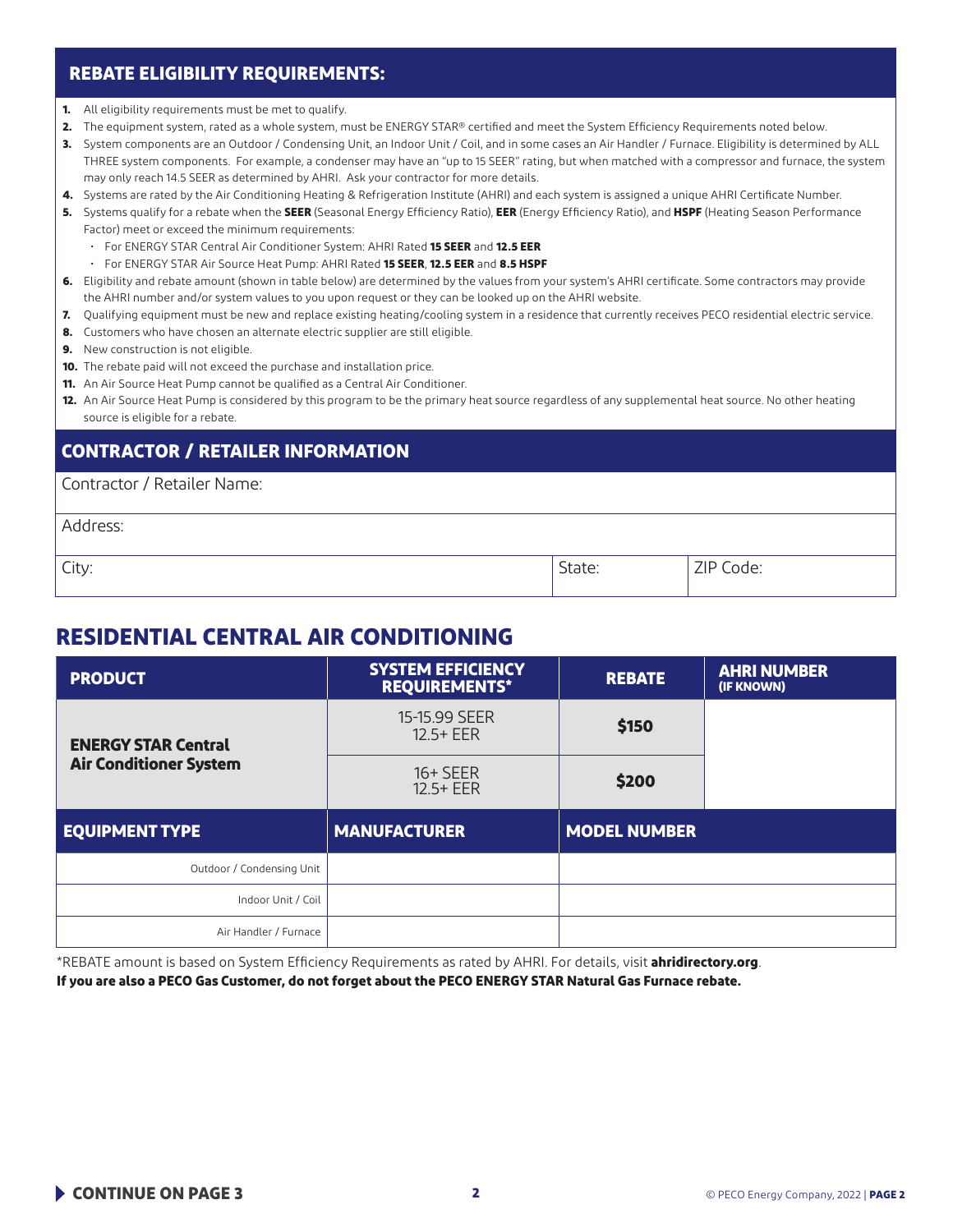## REBATE ELIGIBILITY REQUIREMENTS:

1. All eligibility requirements must be met to qualify.
2. The equipment system, rated as a whole system, must be ENERGY STAR® certified and meet the System Efficiency Requirements noted below.
3. System components are an Outdoor / Condensing Unit, an Indoor Unit / Coil, and in some cases an Air Handler / Furnace. Eligibility is determined by ALL THREE system components. For example, a condenser may have an "up to 15 SEER" rating, but when matched with a compressor and furnace, the system may only reach 14.5 SEER as determined by AHRI. Ask your contractor for more details.
4. Systems are rated by the Air Conditioning Heating & Refrigeration Institute (AHRI) and each system is assigned a unique AHRI Certificate Number.
5. Systems qualify for a rebate when the **SEER** (Seasonal Energy Efficiency Ratio), **EER** (Energy Efficiency Ratio), and **HSPF** (Heating Season Performance Factor) meet or exceed the minimum requirements:
   - For ENERGY STAR Central Air Conditioner System: AHRI Rated **15 SEER** and **12.5 EER**
   - For ENERGY STAR Air Source Heat Pump: AHRI Rated **15 SEER**, **12.5 EER** and **8.5 HSPF**
6. Eligibility and rebate amount (shown in table below) are determined by the values from your system's AHRI certificate. Some contractors may provide the AHRI number and/or system values to you upon request or they can be looked up on the AHRI website.
7. Qualifying equipment must be new and replace existing heating/cooling system in a residence that currently receives PECO residential electric service.
8. Customers who have chosen an alternate electric supplier are still eligible.
9. New construction is not eligible.
10. The rebate paid will not exceed the purchase and installation price.
11. An Air Source Heat Pump cannot be qualified as a Central Air Conditioner.
12. An Air Source Heat Pump is considered by this program to be the primary heat source regardless of any supplemental heat source. No other heating source is eligible for a rebate.

## CONTRACTOR / RETAILER INFORMATION

Contractor / Retailer Name:

Address:

| City: | State: | ZIP Code: |
|---|---|---|

## RESIDENTIAL CENTRAL AIR CONDITIONING

| PRODUCT | SYSTEM EFFICIENCY REQUIREMENTS* | REBATE | AHRI NUMBER (IF KNOWN) |
|---|---|---|---|
| **ENERGY STAR Central Air Conditioner System** | 15-15.99 SEER 12.5+ EER | **$150** | |
| | 16+ SEER 12.5+ EER | **$200** | |

| EQUIPMENT TYPE | MANUFACTURER | MODEL NUMBER |
|---|---|---|
| Outdoor / Condensing Unit | | |
| Indoor Unit / Coil | | |
| Air Handler / Furnace | | |

*REBATE amount is based on System Efficiency Requirements as rated by AHRI. For details, visit **ahridirectory.org**.

**If you are also a PECO Gas Customer, do not forget about the PECO ENERGY STAR Natural Gas Furnace rebate.**

**CONTINUE ON PAGE 3**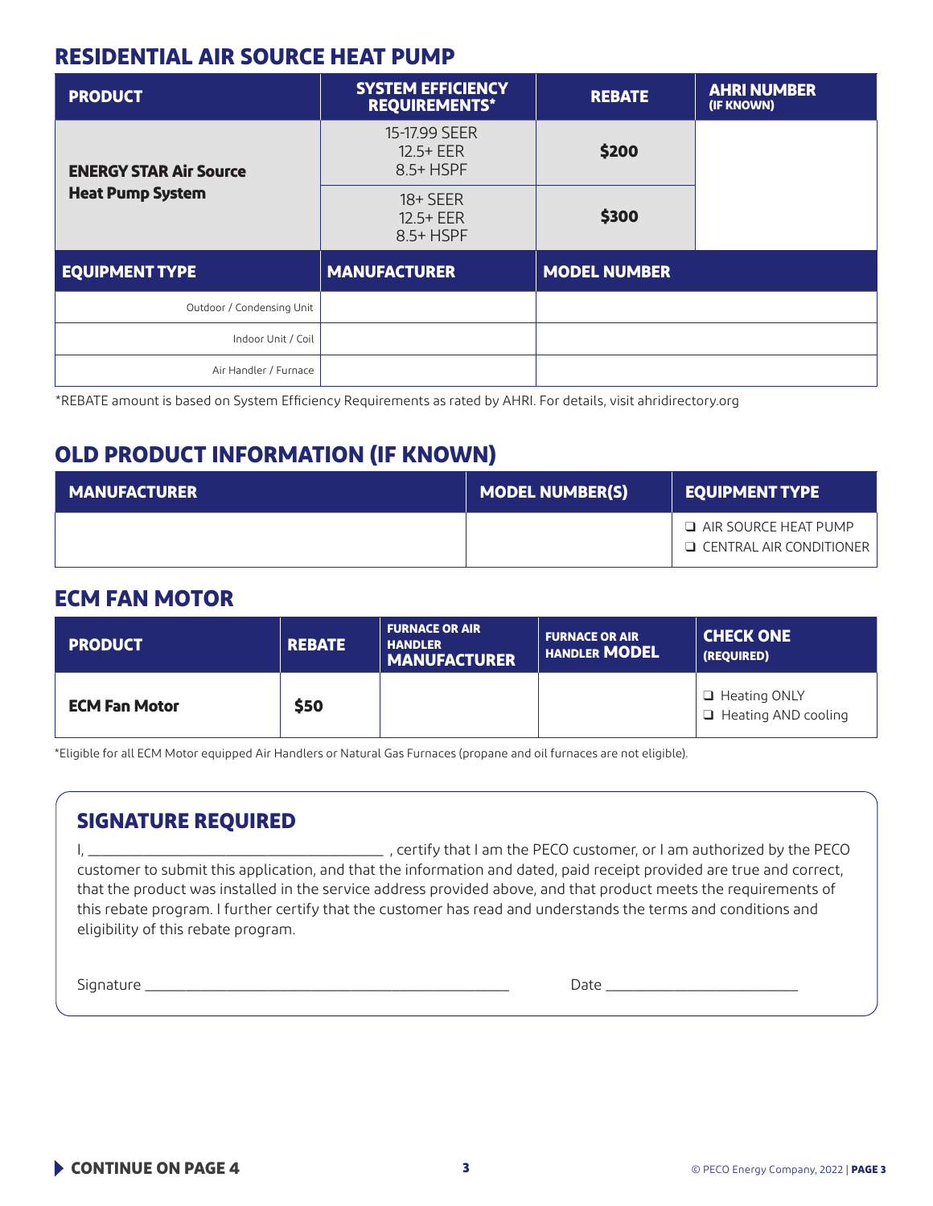## RESIDENTIAL AIR SOURCE HEAT PUMP

| PRODUCT | SYSTEM EFFICIENCY REQUIREMENTS* | REBATE | AHRI NUMBER (IF KNOWN) |
|---|---|---|---|
| **ENERGY STAR Air Source Heat Pump System** | 15-17.99 SEER<br>12.5+ EER<br>8.5+ HSPF | **$200** | |
| | 18+ SEER<br>12.5+ EER<br>8.5+ HSPF | **$300** | |

| EQUIPMENT TYPE | MANUFACTURER | MODEL NUMBER |
|---|---|---|
| Outdoor / Condensing Unit | | |
| Indoor Unit / Coil | | |
| Air Handler / Furnace | | |

*REBATE amount is based on System Efficiency Requirements as rated by AHRI. For details, visit ahridirectory.org

## OLD PRODUCT INFORMATION (IF KNOWN)

| MANUFACTURER | MODEL NUMBER(S) | EQUIPMENT TYPE |
|---|---|---|
| | | ❑ AIR SOURCE HEAT PUMP<br>❑ CENTRAL AIR CONDITIONER |

## ECM FAN MOTOR

| PRODUCT | REBATE | FURNACE OR AIR HANDLER MANUFACTURER | FURNACE OR AIR HANDLER MODEL | CHECK ONE (REQUIRED) |
|---|---|---|---|---|
| **ECM Fan Motor** | **$50** | | | ❑ Heating ONLY<br>❑ Heating AND cooling |

*Eligible for all ECM Motor equipped Air Handlers or Natural Gas Furnaces (propane and oil furnaces are not eligible).

## SIGNATURE REQUIRED

I, ______________________________ , certify that I am the PECO customer, or I am authorized by the PECO customer to submit this application, and that the information and dated, paid receipt provided are true and correct, that the product was installed in the service address provided above, and that product meets the requirements of this rebate program. I further certify that the customer has read and understands the terms and conditions and eligibility of this rebate program.

Signature ________________________________________ Date ____________________

**CONTINUE ON PAGE 4**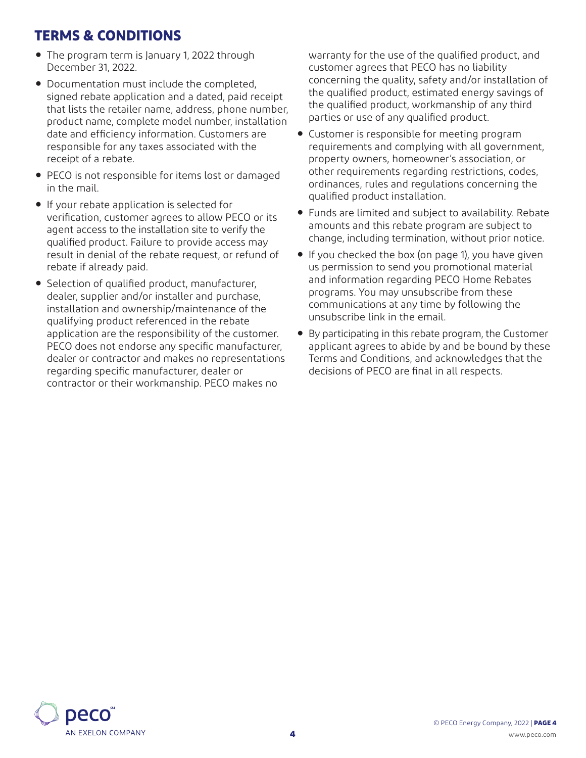## TERMS & CONDITIONS

- The program term is January 1, 2022 through December 31, 2022.
- Documentation must include the completed, signed rebate application and a dated, paid receipt that lists the retailer name, address, phone number, product name, complete model number, installation date and efficiency information. Customers are responsible for any taxes associated with the receipt of a rebate.
- PECO is not responsible for items lost or damaged in the mail.
- If your rebate application is selected for verification, customer agrees to allow PECO or its agent access to the installation site to verify the qualified product. Failure to provide access may result in denial of the rebate request, or refund of rebate if already paid.
- Selection of qualified product, manufacturer, dealer, supplier and/or installer and purchase, installation and ownership/maintenance of the qualifying product referenced in the rebate application are the responsibility of the customer. PECO does not endorse any specific manufacturer, dealer or contractor and makes no representations regarding specific manufacturer, dealer or contractor or their workmanship. PECO makes no warranty for the use of the qualified product, and customer agrees that PECO has no liability concerning the quality, safety and/or installation of the qualified product, estimated energy savings of the qualified product, workmanship of any third parties or use of any qualified product.
- Customer is responsible for meeting program requirements and complying with all government, property owners, homeowner's association, or other requirements regarding restrictions, codes, ordinances, rules and regulations concerning the qualified product installation.
- Funds are limited and subject to availability. Rebate amounts and this rebate program are subject to change, including termination, without prior notice.
- If you checked the box (on page 1), you have given us permission to send you promotional material and information regarding PECO Home Rebates programs. You may unsubscribe from these communications at any time by following the unsubscribe link in the email.
- By participating in this rebate program, the Customer applicant agrees to abide by and be bound by these Terms and Conditions, and acknowledges that the decisions of PECO are final in all respects.

peco℠ AN EXELON COMPANY

© PECO Energy Company, 2022

www.peco.com